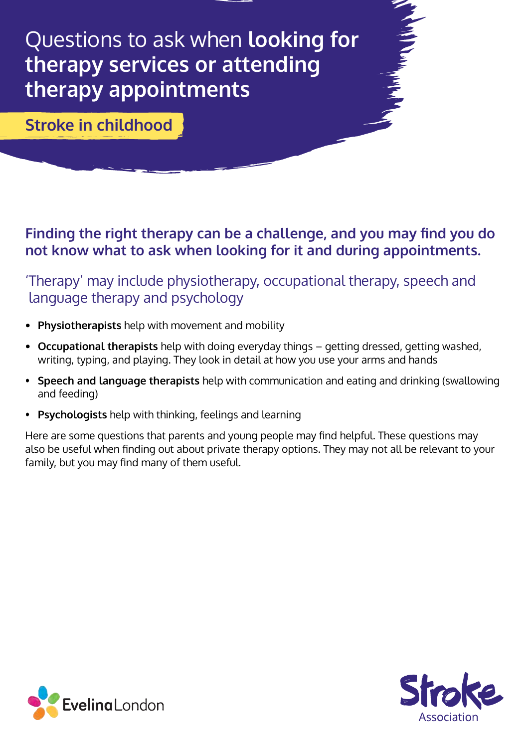# Questions to ask when **looking for therapy services or attending therapy appointments**

## Stroke in childhood

**Finding the right therapy can be a challenge, and you may find you do not know what to ask when looking for it and during appointments.**

'Therapy' may include physiotherapy, occupational therapy, speech and language therapy and psychology

- **Physiotherapists** help with movement and mobility
- **Occupational therapists** help with doing everyday things – getting dressed, getting washed, writing, typing, and playing. They look in detail at how you use your arms and hands
- **Speech and language therapists** help with communication and eating and drinking (swallowing and feeding)
- **Psychologists** help with thinking, feelings and learning

Here are some questions that parents and young people may find helpful. These questions may also be useful when finding out about private therapy options. They may not all be relevant to your family, but you may find many of them useful.

Evelina London

Stroke Association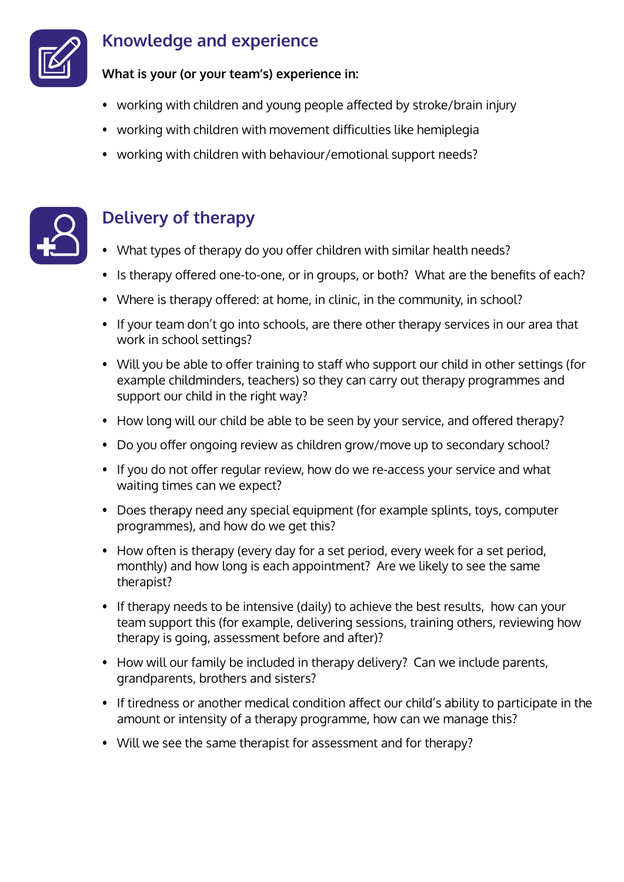## Knowledge and experience

**What is your (or your team's) experience in:**

- working with children and young people affected by stroke/brain injury
- working with children with movement difficulties like hemiplegia
- working with children with behaviour/emotional support needs?

## Delivery of therapy

- What types of therapy do you offer children with similar health needs?
- Is therapy offered one-to-one, or in groups, or both? What are the benefits of each?
- Where is therapy offered: at home, in clinic, in the community, in school?
- If your team don't go into schools, are there other therapy services in our area that work in school settings?
- Will you be able to offer training to staff who support our child in other settings (for example childminders, teachers) so they can carry out therapy programmes and support our child in the right way?
- How long will our child be able to be seen by your service, and offered therapy?
- Do you offer ongoing review as children grow/move up to secondary school?
- If you do not offer regular review, how do we re-access your service and what waiting times can we expect?
- Does therapy need any special equipment (for example splints, toys, computer programmes), and how do we get this?
- How often is therapy (every day for a set period, every week for a set period, monthly) and how long is each appointment? Are we likely to see the same therapist?
- If therapy needs to be intensive (daily) to achieve the best results, how can your team support this (for example, delivering sessions, training others, reviewing how therapy is going, assessment before and after)?
- How will our family be included in therapy delivery? Can we include parents, grandparents, brothers and sisters?
- If tiredness or another medical condition affect our child's ability to participate in the amount or intensity of a therapy programme, how can we manage this?
- Will we see the same therapist for assessment and for therapy?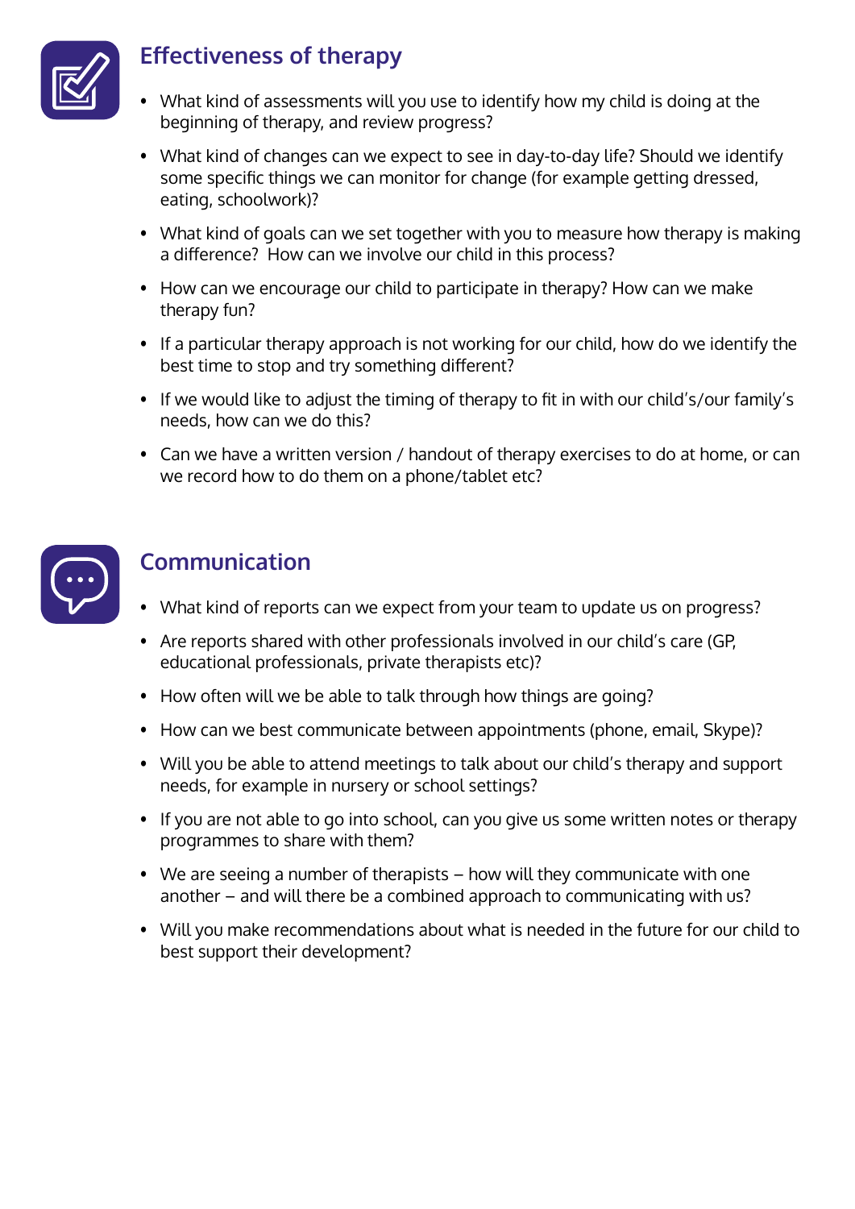## Effectiveness of therapy

- What kind of assessments will you use to identify how my child is doing at the beginning of therapy, and review progress?
- What kind of changes can we expect to see in day-to-day life? Should we identify some specific things we can monitor for change (for example getting dressed, eating, schoolwork)?
- What kind of goals can we set together with you to measure how therapy is making a difference? How can we involve our child in this process?
- How can we encourage our child to participate in therapy? How can we make therapy fun?
- If a particular therapy approach is not working for our child, how do we identify the best time to stop and try something different?
- If we would like to adjust the timing of therapy to fit in with our child's/our family's needs, how can we do this?
- Can we have a written version / handout of therapy exercises to do at home, or can we record how to do them on a phone/tablet etc?

## Communication

- What kind of reports can we expect from your team to update us on progress?
- Are reports shared with other professionals involved in our child's care (GP, educational professionals, private therapists etc)?
- How often will we be able to talk through how things are going?
- How can we best communicate between appointments (phone, email, Skype)?
- Will you be able to attend meetings to talk about our child's therapy and support needs, for example in nursery or school settings?
- If you are not able to go into school, can you give us some written notes or therapy programmes to share with them?
- We are seeing a number of therapists – how will they communicate with one another – and will there be a combined approach to communicating with us?
- Will you make recommendations about what is needed in the future for our child to best support their development?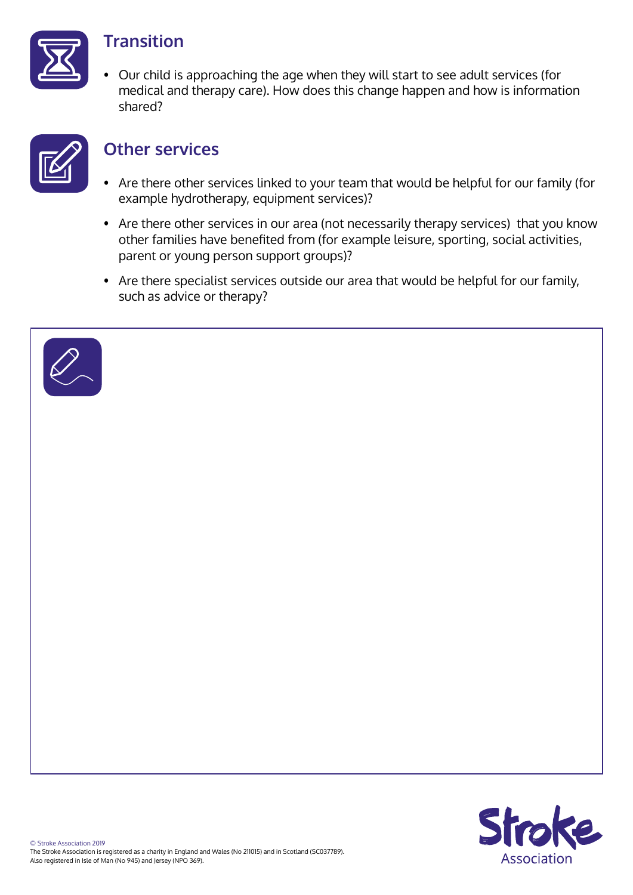## Transition

- Our child is approaching the age when they will start to see adult services (for medical and therapy care). How does this change happen and how is information shared?

## Other services

- Are there other services linked to your team that would be helpful for our family (for example hydrotherapy, equipment services)?
- Are there other services in our area (not necessarily therapy services) that you know other families have benefited from (for example leisure, sporting, social activities, parent or young person support groups)?
- Are there specialist services outside our area that would be helpful for our family, such as advice or therapy?

© Stroke Association 2019
The Stroke Association is registered as a charity in England and Wales (No 211015) and in Scotland (SC037789). Also registered in Isle of Man (No 945) and Jersey (NPO 369).